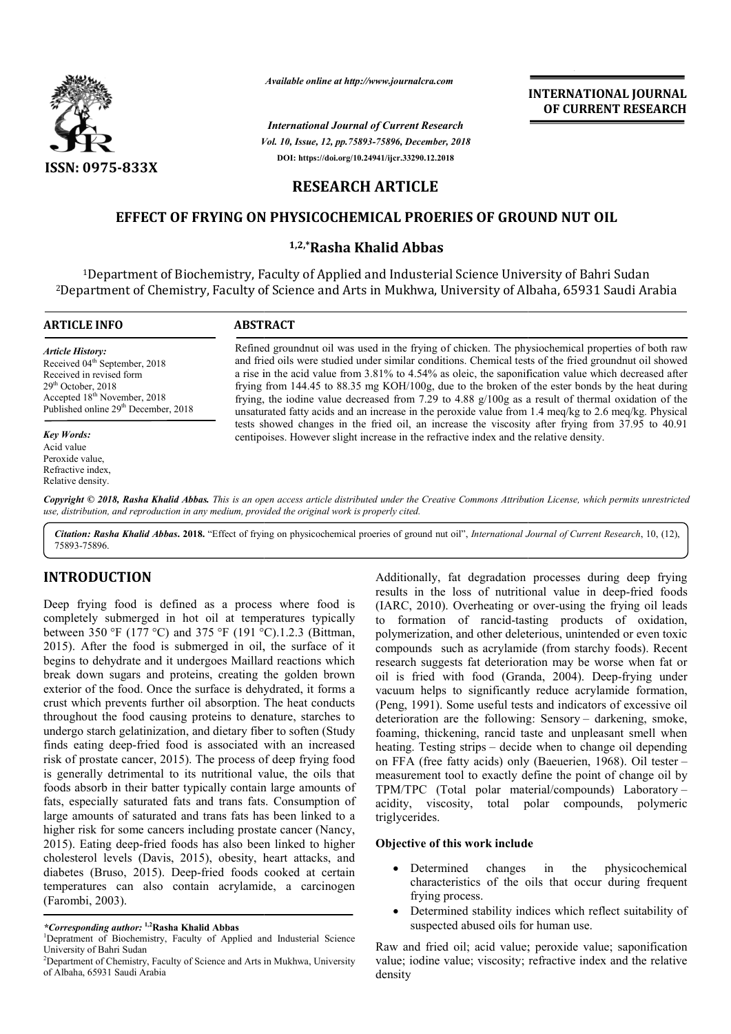*Available online at http://www.journalcra.com*

*International Journal of Current Research*
*Vol. 10, Issue, 12, pp.75893-75896, December, 2018*
DOI: https://doi.org/10.24941/ijcr.33290.12.2018

**INTERNATIONAL JOURNAL OF CURRENT RESEARCH**

ISSN: 0975-833X

## RESEARCH ARTICLE

# EFFECT OF FRYING ON PHYSICOCHEMICAL PROERIES OF GROUND NUT OIL

**[1,2,*]Rasha Khalid Abbas**

[1]Department of Biochemistry, Faculty of Applied and Industerial Science University of Bahri Sudan
[2]Department of Chemistry, Faculty of Science and Arts in Mukhwa, University of Albaha, 65931 Saudi Arabia

### ARTICLE INFO

*Article History:*
Received 04th September, 2018
Received in revised form
29th October, 2018
Accepted 18th November, 2018
Published online 29th December, 2018

*Key Words:*
Acid value
Peroxide value,
Refractive index,
Relative density.

### ABSTRACT

Refined groundnut oil was used in the frying of chicken. The physiochemical properties of both raw and fried oils were studied under similar conditions. Chemical tests of the fried groundnut oil showed a rise in the acid value from 3.81% to 4.54% as oleic, the saponification value which decreased after frying from 144.45 to 88.35 mg KOH/100g, due to the broken of the ester bonds by the heat during frying, the iodine value decreased from 7.29 to 4.88 g/100g as a result of thermal oxidation of the unsaturated fatty acids and an increase in the peroxide value from 1.4 meq/kg to 2.6 meq/kg. Physical tests showed changes in the fried oil, an increase the viscosity after frying from 37.95 to 40.91 centipoises. However slight increase in the refractive index and the relative density.

*Copyright © 2018, Rasha Khalid Abbas. This is an open access article distributed under the Creative Commons Attribution License, which permits unrestricted use, distribution, and reproduction in any medium, provided the original work is properly cited.*

***Citation: Rasha Khalid Abbas.* 2018.** "Effect of frying on physicochemical proeries of ground nut oil", *International Journal of Current Research*, 10, (12), 75893-75896.

## INTRODUCTION

Deep frying food is defined as a process where food is completely submerged in hot oil at temperatures typically between 350 °F (177 °C) and 375 °F (191 °C).1.2.3 (Bittman, 2015). After the food is submerged in oil, the surface of it begins to dehydrate and it undergoes Maillard reactions which break down sugars and proteins, creating the golden brown exterior of the food. Once the surface is dehydrated, it forms a crust which prevents further oil absorption. The heat conducts throughout the food causing proteins to denature, starches to undergo starch gelatinization, and dietary fiber to soften (Study finds eating deep-fried food is associated with an increased risk of prostate cancer, 2015). The process of deep frying food is generally detrimental to its nutritional value, the oils that foods absorb in their batter typically contain large amounts of fats, especially saturated fats and trans fats. Consumption of large amounts of saturated and trans fats has been linked to a higher risk for some cancers including prostate cancer (Nancy, 2015). Eating deep-fried foods has also been linked to higher cholesterol levels (Davis, 2015), obesity, heart attacks, and diabetes (Bruso, 2015). Deep-fried foods cooked at certain temperatures can also contain acrylamide, a carcinogen (Farombi, 2003).

Additionally, fat degradation processes during deep frying results in the loss of nutritional value in deep-fried foods (IARC, 2010). Overheating or over-using the frying oil leads to formation of rancid-tasting products of oxidation, polymerization, and other deleterious, unintended or even toxic compounds such as acrylamide (from starchy foods). Recent research suggests fat deterioration may be worse when fat or oil is fried with food (Granda, 2004). Deep-frying under vacuum helps to significantly reduce acrylamide formation, (Peng, 1991). Some useful tests and indicators of excessive oil deterioration are the following: Sensory – darkening, smoke, foaming, thickening, rancid taste and unpleasant smell when heating. Testing strips – decide when to change oil depending on FFA (free fatty acids) only (Baeuerien, 1968). Oil tester – measurement tool to exactly define the point of change oil by TPM/TPC (Total polar material/compounds) Laboratory – acidity, viscosity, total polar compounds, polymeric triglycerides.

### Objective of this work include

- Determined changes in the physicochemical characteristics of the oils that occur during frequent frying process.
- Determined stability indices which reflect suitability of suspected abused oils for human use.

Raw and fried oil; acid value; peroxide value; saponification value; iodine value; viscosity; refractive index and the relative density

*\*Corresponding author:* [1,2]**Rasha Khalid Abbas**
[1]Depratment of Biochemistry, Faculty of Applied and Industerial Science University of Bahri Sudan
[2]Department of Chemistry, Faculty of Science and Arts in Mukhwa, University of Albaha, 65931 Saudi Arabia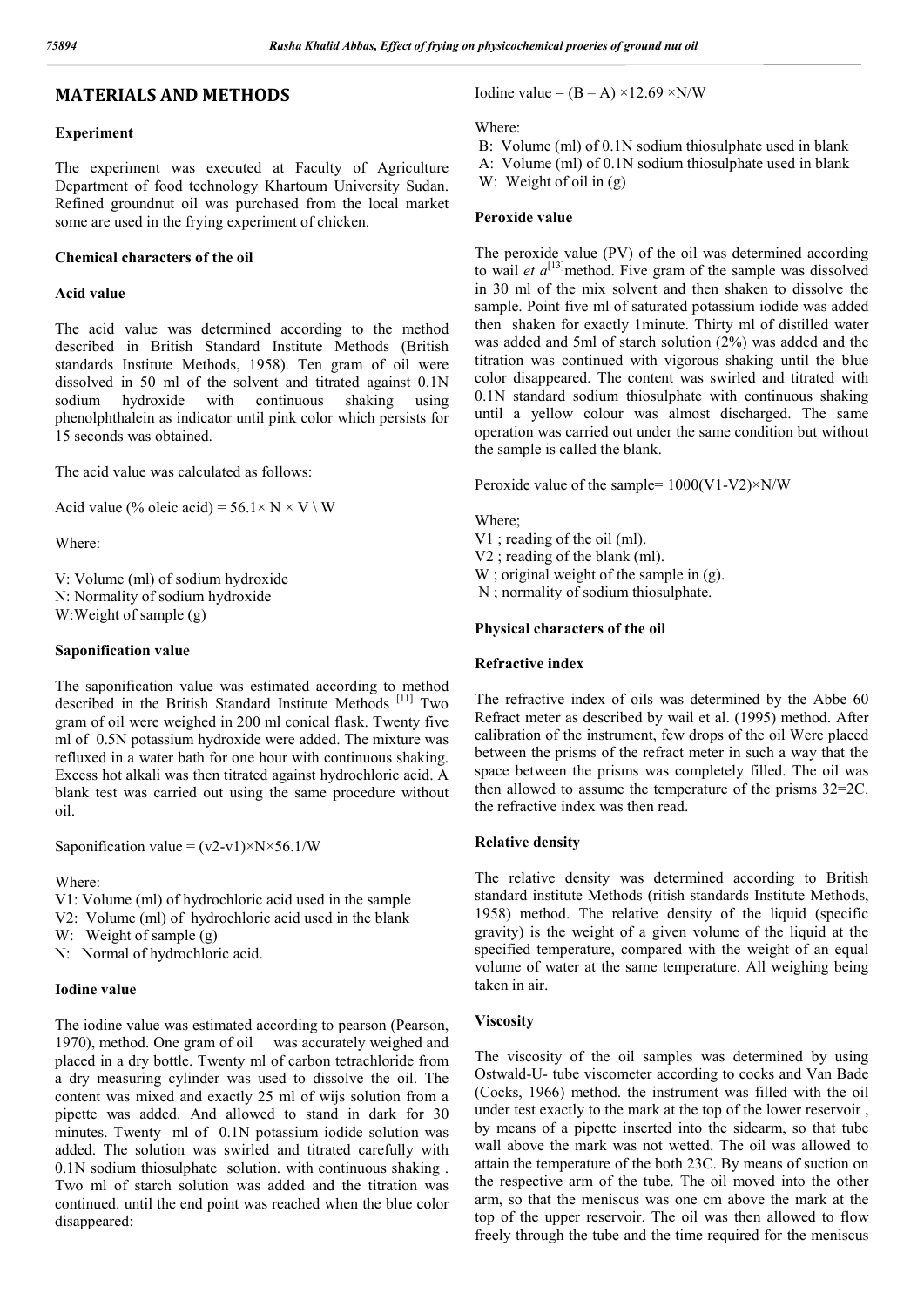## MATERIALS AND METHODS

### Experiment

The experiment was executed at Faculty of Agriculture Department of food technology Khartoum University Sudan. Refined groundnut oil was purchased from the local market some are used in the frying experiment of chicken.

### Chemical characters of the oil

#### Acid value

The acid value was determined according to the method described in British Standard Institute Methods (British standards Institute Methods, 1958). Ten gram of oil were dissolved in 50 ml of the solvent and titrated against 0.1N sodium hydroxide with continuous shaking using phenolphthalein as indicator until pink color which persists for 15 seconds was obtained.

The acid value was calculated as follows:

Acid value (% oleic acid) = $56.1\times N \times V \backslash W$

Where:

V: Volume (ml) of sodium hydroxide
N: Normality of sodium hydroxide
W:Weight of sample (g)

#### Saponification value

The saponification value was estimated according to method described in the British Standard Institute Methods [11] Two gram of oil were weighed in 200 ml conical flask. Twenty five ml of 0.5N potassium hydroxide were added. The mixture was refluxed in a water bath for one hour with continuous shaking. Excess hot alkali was then titrated against hydrochloric acid. A blank test was carried out using the same procedure without oil.

Saponification value = $(v2-v1)\times N\times 56.1/W$

Where:

V1: Volume (ml) of hydrochloric acid used in the sample
V2: Volume (ml) of hydrochloric acid used in the blank
W: Weight of sample (g)
N: Normal of hydrochloric acid.

#### Iodine value

The iodine value was estimated according to pearson (Pearson, 1970), method. One gram of oil was accurately weighed and placed in a dry bottle. Twenty ml of carbon tetrachloride from a dry measuring cylinder was used to dissolve the oil. The content was mixed and exactly 25 ml of wijs solution from a pipette was added. And allowed to stand in dark for 30 minutes. Twenty ml of 0.1N potassium iodide solution was added. The solution was swirled and titrated carefully with 0.1N sodium thiosulphate solution. with continuous shaking . Two ml of starch solution was added and the titration was continued. until the end point was reached when the blue color disappeared:

Iodine value = $(B - A)\times 12.69\times N/W$

Where:

B: Volume (ml) of 0.1N sodium thiosulphate used in blank
A: Volume (ml) of 0.1N sodium thiosulphate used in blank
W: Weight of oil in (g)

#### Peroxide value

The peroxide value (PV) of the oil was determined according to wail *et a*[13]method. Five gram of the sample was dissolved in 30 ml of the mix solvent and then shaken to dissolve the sample. Point five ml of saturated potassium iodide was added then shaken for exactly 1minute. Thirty ml of distilled water was added and 5ml of starch solution (2%) was added and the titration was continued with vigorous shaking until the blue color disappeared. The content was swirled and titrated with 0.1N standard sodium thiosulphate with continuous shaking until a yellow colour was almost discharged. The same operation was carried out under the same condition but without the sample is called the blank.

Peroxide value of the sample= $1000(V1-V2)\times N/W$

Where;

V1 ; reading of the oil (ml).
V2 ; reading of the blank (ml).
W ; original weight of the sample in (g).
N ; normality of sodium thiosulphate.

### Physical characters of the oil

#### Refractive index

The refractive index of oils was determined by the Abbe 60 Refract meter as described by wail et al. (1995) method. After calibration of the instrument, few drops of the oil Were placed between the prisms of the refract meter in such a way that the space between the prisms was completely filled. The oil was then allowed to assume the temperature of the prisms 32=2C. the refractive index was then read.

#### Relative density

The relative density was determined according to British standard institute Methods (ritish standards Institute Methods, 1958) method. The relative density of the liquid (specific gravity) is the weight of a given volume of the liquid at the specified temperature, compared with the weight of an equal volume of water at the same temperature. All weighing being taken in air.

#### Viscosity

The viscosity of the oil samples was determined by using Ostwald-U- tube viscometer according to cocks and Van Bade (Cocks, 1966) method. the instrument was filled with the oil under test exactly to the mark at the top of the lower reservoir , by means of a pipette inserted into the sidearm, so that tube wall above the mark was not wetted. The oil was allowed to attain the temperature of the both 23C. By means of suction on the respective arm of the tube. The oil moved into the other arm, so that the meniscus was one cm above the mark at the top of the upper reservoir. The oil was then allowed to flow freely through the tube and the time required for the meniscus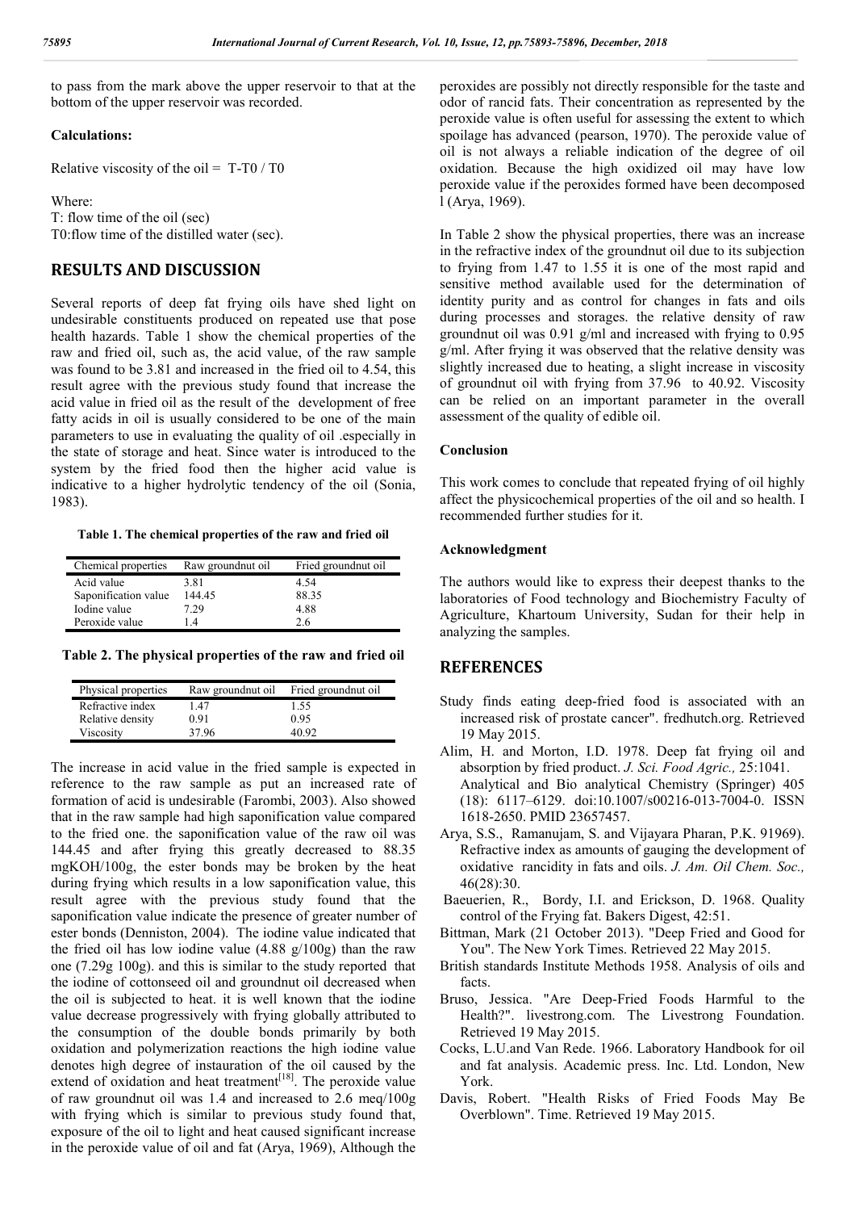to pass from the mark above the upper reservoir to that at the bottom of the upper reservoir was recorded.

**Calculations:**

Relative viscosity of the oil = T-T0 / T0

Where:
T: flow time of the oil (sec)
T0:flow time of the distilled water (sec).

## RESULTS AND DISCUSSION

Several reports of deep fat frying oils have shed light on undesirable constituents produced on repeated use that pose health hazards. Table 1 show the chemical properties of the raw and fried oil, such as, the acid value, of the raw sample was found to be 3.81 and increased in the fried oil to 4.54, this result agree with the previous study found that increase the acid value in fried oil as the result of the development of free fatty acids in oil is usually considered to be one of the main parameters to use in evaluating the quality of oil .especially in the state of storage and heat. Since water is introduced to the system by the fried food then the higher acid value is indicative to a higher hydrolytic tendency of the oil (Sonia, 1983).

**Table 1. The chemical properties of the raw and fried oil**

| Chemical properties | Raw groundnut oil | Fried groundnut oil |
|---|---|---|
| Acid value | 3.81 | 4.54 |
| Saponification value | 144.45 | 88.35 |
| Iodine value | 7.29 | 4.88 |
| Peroxide value | 1.4 | 2.6 |

**Table 2. The physical properties of the raw and fried oil**

| Physical properties | Raw groundnut oil | Fried groundnut oil |
|---|---|---|
| Refractive index | 1.47 | 1.55 |
| Relative density | 0.91 | 0.95 |
| Viscosity | 37.96 | 40.92 |

The increase in acid value in the fried sample is expected in reference to the raw sample as put an increased rate of formation of acid is undesirable (Farombi, 2003). Also showed that in the raw sample had high saponification value compared to the fried one. the saponification value of the raw oil was 144.45 and after frying this greatly decreased to 88.35 mgKOH/100g, the ester bonds may be broken by the heat during frying which results in a low saponification value, this result agree with the previous study found that the saponification value indicate the presence of greater number of ester bonds (Denniston, 2004). The iodine value indicated that the fried oil has low iodine value (4.88 g/100g) than the raw one (7.29g 100g). and this is similar to the study reported that the iodine of cottonseed oil and groundnut oil decreased when the oil is subjected to heat. it is well known that the iodine value decrease progressively with frying globally attributed to the consumption of the double bonds primarily by both oxidation and polymerization reactions the high iodine value denotes high degree of instauration of the oil caused by the extend of oxidation and heat treatment[18]. The peroxide value of raw groundnut oil was 1.4 and increased to 2.6 meq/100g with frying which is similar to previous study found that, exposure of the oil to light and heat caused significant increase in the peroxide value of oil and fat (Arya, 1969), Although the peroxides are possibly not directly responsible for the taste and odor of rancid fats. Their concentration as represented by the peroxide value is often useful for assessing the extent to which spoilage has advanced (pearson, 1970). The peroxide value of oil is not always a reliable indication of the degree of oil oxidation. Because the high oxidized oil may have low peroxide value if the peroxides formed have been decomposed l (Arya, 1969).

In Table 2 show the physical properties, there was an increase in the refractive index of the groundnut oil due to its subjection to frying from 1.47 to 1.55 it is one of the most rapid and sensitive method available used for the determination of identity purity and as control for changes in fats and oils during processes and storages. the relative density of raw groundnut oil was 0.91 g/ml and increased with frying to 0.95 g/ml. After frying it was observed that the relative density was slightly increased due to heating, a slight increase in viscosity of groundnut oil with frying from 37.96 to 40.92. Viscosity can be relied on an important parameter in the overall assessment of the quality of edible oil.

### Conclusion

This work comes to conclude that repeated frying of oil highly affect the physicochemical properties of the oil and so health. I recommended further studies for it.

### Acknowledgment

The authors would like to express their deepest thanks to the laboratories of Food technology and Biochemistry Faculty of Agriculture, Khartoum University, Sudan for their help in analyzing the samples.

## REFERENCES

Study finds eating deep-fried food is associated with an increased risk of prostate cancer". fredhutch.org. Retrieved 19 May 2015.

Alim, H. and Morton, I.D. 1978. Deep fat frying oil and absorption by fried product. *J. Sci. Food Agric.,* 25:1041. Analytical and Bio analytical Chemistry (Springer) 405 (18): 6117–6129. doi:10.1007/s00216-013-7004-0. ISSN 1618-2650. PMID 23657457.

Arya, S.S., Ramanujam, S. and Vijayara Pharan, P.K. 91969). Refractive index as amounts of gauging the development of oxidative rancidity in fats and oils. *J. Am. Oil Chem. Soc.,* 46(28):30.

Baeuerien, R., Bordy, I.I. and Erickson, D. 1968. Quality control of the Frying fat. Bakers Digest, 42:51.

Bittman, Mark (21 October 2013). "Deep Fried and Good for You". The New York Times. Retrieved 22 May 2015.

British standards Institute Methods 1958. Analysis of oils and facts.

Bruso, Jessica. "Are Deep-Fried Foods Harmful to the Health?". livestrong.com. The Livestrong Foundation. Retrieved 19 May 2015.

Cocks, L.U.and Van Rede. 1966. Laboratory Handbook for oil and fat analysis. Academic press. Inc. Ltd. London, New York.

Davis, Robert. "Health Risks of Fried Foods May Be Overblown". Time. Retrieved 19 May 2015.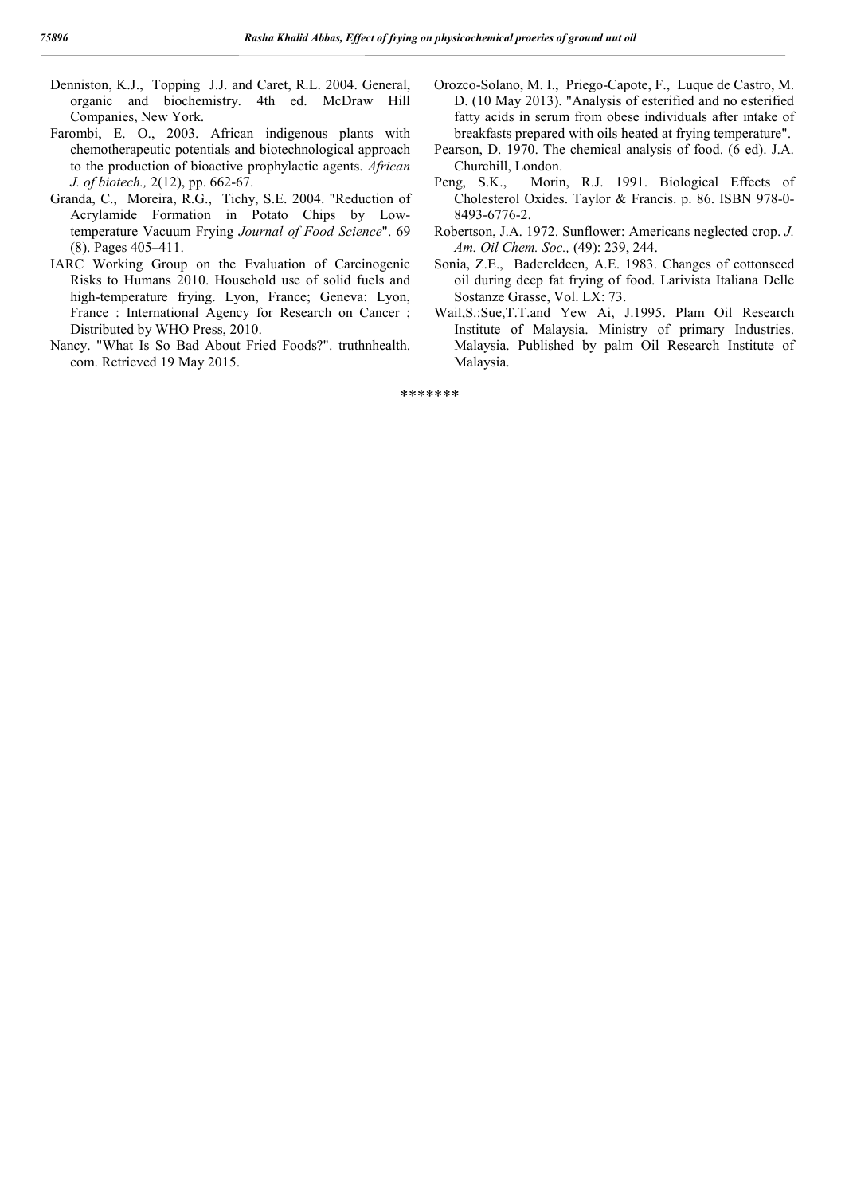Denniston, K.J., Topping J.J. and Caret, R.L. 2004. General, organic and biochemistry. 4th ed. McDraw Hill Companies, New York.

Farombi, E. O., 2003. African indigenous plants with chemotherapeutic potentials and biotechnological approach to the production of bioactive prophylactic agents. *African J. of biotech.,* 2(12), pp. 662-67.

Granda, C., Moreira, R.G., Tichy, S.E. 2004. "Reduction of Acrylamide Formation in Potato Chips by Low-temperature Vacuum Frying *Journal of Food Science*". 69 (8). Pages 405–411.

IARC Working Group on the Evaluation of Carcinogenic Risks to Humans 2010. Household use of solid fuels and high-temperature frying. Lyon, France; Geneva: Lyon, France : International Agency for Research on Cancer ; Distributed by WHO Press, 2010.

Nancy. "What Is So Bad About Fried Foods?". truthnhealth. com. Retrieved 19 May 2015.

Orozco-Solano, M. I., Priego-Capote, F., Luque de Castro, M. D. (10 May 2013). "Analysis of esterified and no esterified fatty acids in serum from obese individuals after intake of breakfasts prepared with oils heated at frying temperature".

Pearson, D. 1970. The chemical analysis of food. (6 ed). J.A. Churchill, London.

Peng, S.K., Morin, R.J. 1991. Biological Effects of Cholesterol Oxides. Taylor & Francis. p. 86. ISBN 978-0-8493-6776-2.

Robertson, J.A. 1972. Sunflower: Americans neglected crop. *J. Am. Oil Chem. Soc.,* (49): 239, 244.

Sonia, Z.E., Badereldeen, A.E. 1983. Changes of cottonseed oil during deep fat frying of food. Larivista Italiana Delle Sostanze Grasse, Vol. LX: 73.

Wail,S.:Sue,T.T.and Yew Ai, J.1995. Plam Oil Research Institute of Malaysia. Ministry of primary Industries. Malaysia. Published by palm Oil Research Institute of Malaysia.

*******